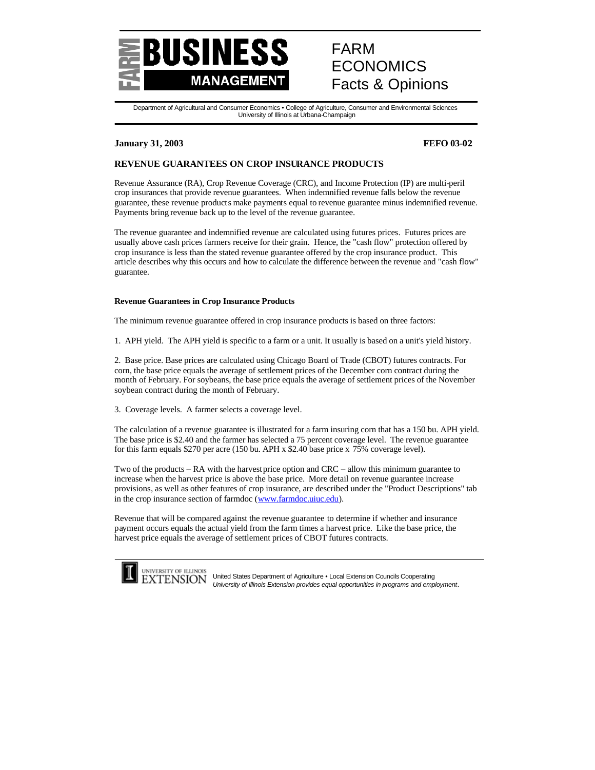FARM BUSINESS MANAGEMENT

FARM ECONOMICS Facts & Opinions

Department of Agricultural and Consumer Economics • College of Agriculture, Consumer and Environmental Sciences
University of Illinois at Urbana-Champaign

**January 31, 2003** **FEFO 03-02**

## REVENUE GUARANTEES ON CROP INSURANCE PRODUCTS

Revenue Assurance (RA), Crop Revenue Coverage (CRC), and Income Protection (IP) are multi-peril crop insurances that provide revenue guarantees. When indemnified revenue falls below the revenue guarantee, these revenue products make payments equal to revenue guarantee minus indemnified revenue. Payments bring revenue back up to the level of the revenue guarantee.

The revenue guarantee and indemnified revenue are calculated using futures prices. Futures prices are usually above cash prices farmers receive for their grain. Hence, the "cash flow" protection offered by crop insurance is less than the stated revenue guarantee offered by the crop insurance product. This article describes why this occurs and how to calculate the difference between the revenue and "cash flow" guarantee.

### Revenue Guarantees in Crop Insurance Products

The minimum revenue guarantee offered in crop insurance products is based on three factors:

1. APH yield. The APH yield is specific to a farm or a unit. It usually is based on a unit's yield history.

2. Base price. Base prices are calculated using Chicago Board of Trade (CBOT) futures contracts. For corn, the base price equals the average of settlement prices of the December corn contract during the month of February. For soybeans, the base price equals the average of settlement prices of the November soybean contract during the month of February.

3. Coverage levels. A farmer selects a coverage level.

The calculation of a revenue guarantee is illustrated for a farm insuring corn that has a 150 bu. APH yield. The base price is $2.40 and the farmer has selected a 75 percent coverage level. The revenue guarantee for this farm equals $270 per acre (150 bu. APH x $2.40 base price x 75% coverage level).

Two of the products – RA with the harvest price option and CRC – allow this minimum guarantee to increase when the harvest price is above the base price. More detail on revenue guarantee increase provisions, as well as other features of crop insurance, are described under the "Product Descriptions" tab in the crop insurance section of farmdoc (www.farmdoc.uiuc.edu).

Revenue that will be compared against the revenue guarantee to determine if whether and insurance payment occurs equals the actual yield from the farm times a harvest price. Like the base price, the harvest price equals the average of settlement prices of CBOT futures contracts.

UNIVERSITY OF ILLINOIS EXTENSION — United States Department of Agriculture • Local Extension Councils Cooperating
*University of Illinois Extension provides equal opportunities in programs and employment.*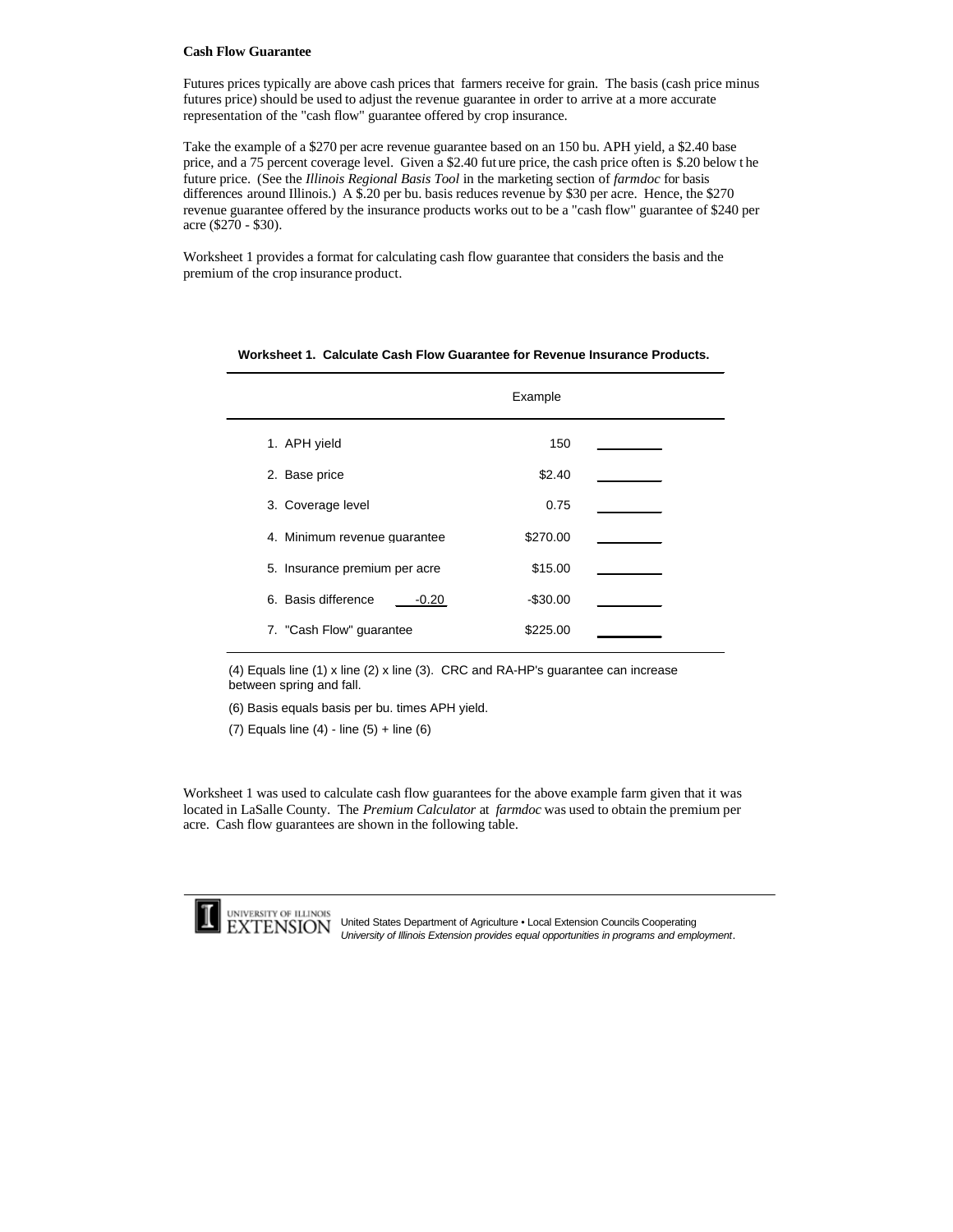**Cash Flow Guarantee**

Futures prices typically are above cash prices that farmers receive for grain. The basis (cash price minus futures price) should be used to adjust the revenue guarantee in order to arrive at a more accurate representation of the "cash flow" guarantee offered by crop insurance.

Take the example of a $270 per acre revenue guarantee based on an 150 bu. APH yield, a $2.40 base price, and a 75 percent coverage level. Given a $2.40 future price, the cash price often is $.20 below the future price. (See the *Illinois Regional Basis Tool* in the marketing section of *farmdoc* for basis differences around Illinois.) A $.20 per bu. basis reduces revenue by $30 per acre. Hence, the $270 revenue guarantee offered by the insurance products works out to be a "cash flow" guarantee of $240 per acre ($270 - $30).

Worksheet 1 provides a format for calculating cash flow guarantee that considers the basis and the premium of the crop insurance product.

**Worksheet 1. Calculate Cash Flow Guarantee for Revenue Insurance Products.**

| | Example | |
|---|---|---|
| 1. APH yield | 150 | ________ |
| 2. Base price | $2.40 | ________ |
| 3. Coverage level | 0.75 | ________ |
| 4. Minimum revenue guarantee | $270.00 | ________ |
| 5. Insurance premium per acre | $15.00 | ________ |
| 6. Basis difference -0.20 | -$30.00 | ________ |
| 7. "Cash Flow" guarantee | $225.00 | ________ |

(4) Equals line (1) x line (2) x line (3). CRC and RA-HP's guarantee can increase between spring and fall.

(6) Basis equals basis per bu. times APH yield.

(7) Equals line (4) - line (5) + line (6)

Worksheet 1 was used to calculate cash flow guarantees for the above example farm given that it was located in LaSalle County. The *Premium Calculator* at *farmdoc* was used to obtain the premium per acre. Cash flow guarantees are shown in the following table.

United States Department of Agriculture • Local Extension Councils Cooperating
*University of Illinois Extension provides equal opportunities in programs and employment.*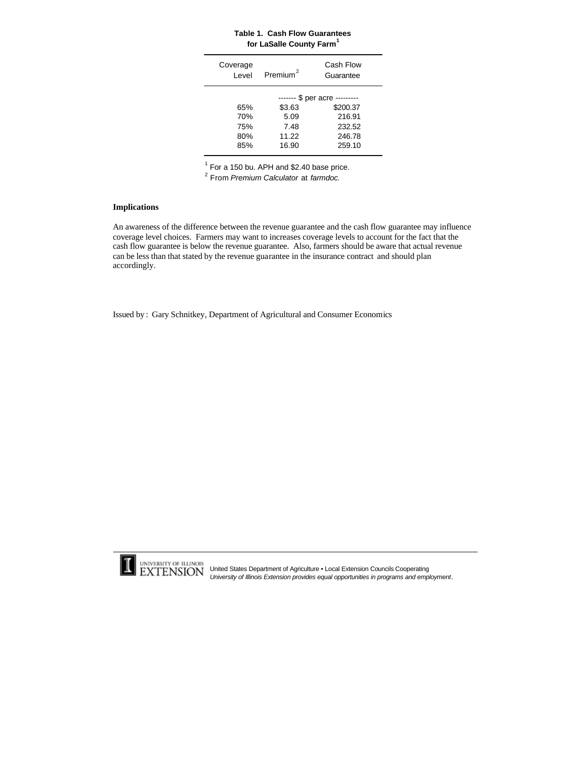**Table 1. Cash Flow Guarantees for LaSalle County Farm[1]**

| Coverage Level | Premium[2] | Cash Flow Guarantee |
|---|---|---|
| | ------- $ per acre --------- | |
| 65% | $3.63 | $200.37 |
| 70% | 5.09 | 216.91 |
| 75% | 7.48 | 232.52 |
| 80% | 11.22 | 246.78 |
| 85% | 16.90 | 259.10 |

[1] For a 150 bu. APH and $2.40 base price.
[2] From *Premium Calculator* at *farmdoc.*

## Implications

An awareness of the difference between the revenue guarantee and the cash flow guarantee may influence coverage level choices. Farmers may want to increases coverage levels to account for the fact that the cash flow guarantee is below the revenue guarantee. Also, farmers should be aware that actual revenue can be less than that stated by the revenue guarantee in the insurance contract and should plan accordingly.

Issued by : Gary Schnitkey, Department of Agricultural and Consumer Economics

UNIVERSITY OF ILLINOIS EXTENSION United States Department of Agriculture • Local Extension Councils Cooperating
*University of Illinois Extension provides equal opportunities in programs and employment.*